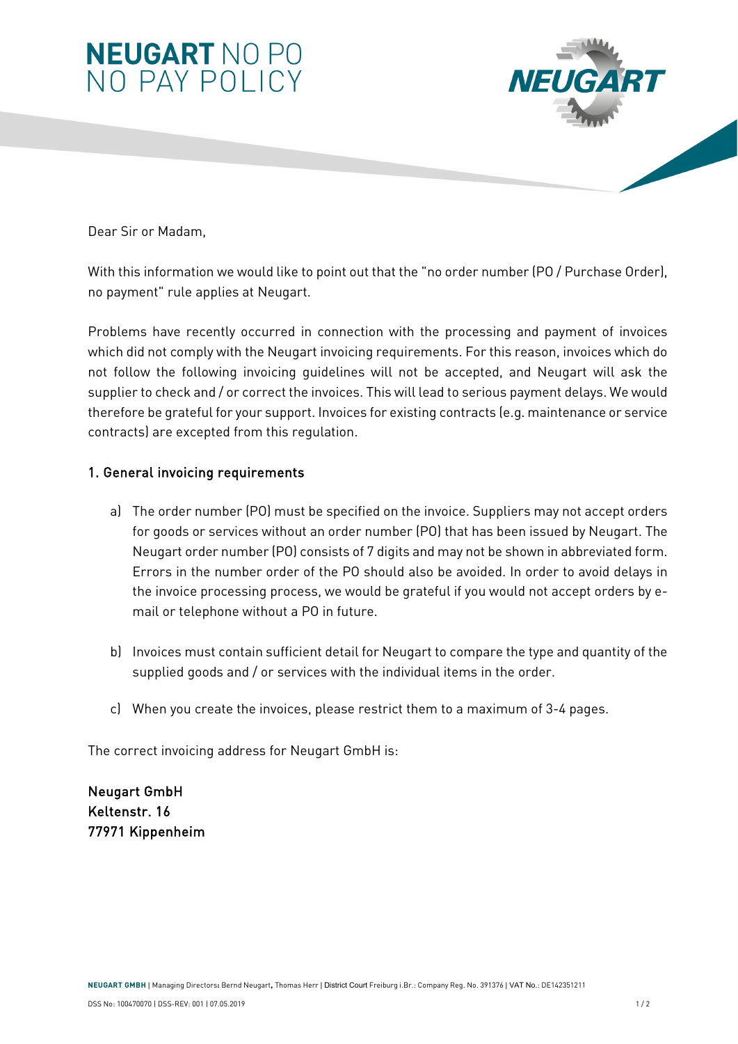# **NEUGART** NO PO NO PAY POLICY

Dear Sir or Madam,

With this information we would like to point out that the "no order number (PO / Purchase Order), no payment" rule applies at Neugart.

Problems have recently occurred in connection with the processing and payment of invoices which did not comply with the Neugart invoicing requirements. For this reason, invoices which do not follow the following invoicing guidelines will not be accepted, and Neugart will ask the supplier to check and / or correct the invoices. This will lead to serious payment delays. We would therefore be grateful for your support. Invoices for existing contracts (e.g. maintenance or service contracts) are excepted from this regulation.

## 1. General invoicing requirements

a) The order number (PO) must be specified on the invoice. Suppliers may not accept orders for goods or services without an order number (PO) that has been issued by Neugart. The Neugart order number (PO) consists of 7 digits and may not be shown in abbreviated form. Errors in the number order of the PO should also be avoided. In order to avoid delays in the invoice processing process, we would be grateful if you would not accept orders by e-mail or telephone without a PO in future.

b) Invoices must contain sufficient detail for Neugart to compare the type and quantity of the supplied goods and / or services with the individual items in the order.

c) When you create the invoices, please restrict them to a maximum of 3-4 pages.

The correct invoicing address for Neugart GmbH is:

**Neugart GmbH**
**Keltenstr. 16**
**77971 Kippenheim**

**NEUGART GMBH** | Managing Directors: Bernd Neugart, Thomas Herr | District Court Freiburg i.Br.: Company Reg. No. 391376 | VAT No.: DE142351211

DSS No: 100470070 | DSS-REV: 001 | 07.05.2019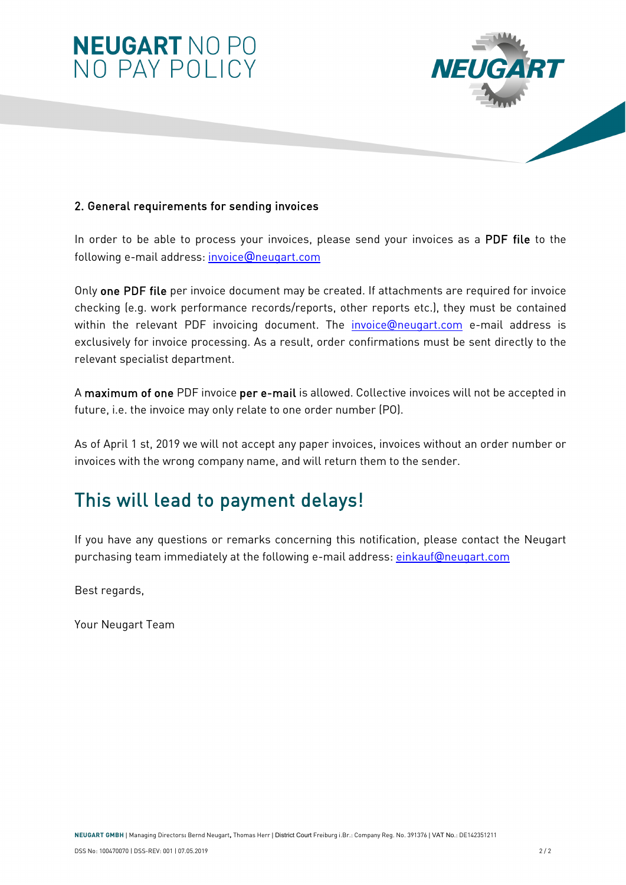# NEUGART NO PO NO PAY POLICY

## 2. General requirements for sending invoices

In order to be able to process your invoices, please send your invoices as a **PDF file** to the following e-mail address: invoice@neugart.com

Only **one PDF file** per invoice document may be created. If attachments are required for invoice checking (e.g. work performance records/reports, other reports etc.), they must be contained within the relevant PDF invoicing document. The invoice@neugart.com e-mail address is exclusively for invoice processing. As a result, order confirmations must be sent directly to the relevant specialist department.

A **maximum of one** PDF invoice **per e-mail** is allowed. Collective invoices will not be accepted in future, i.e. the invoice may only relate to one order number (PO).

As of April 1 st, 2019 we will not accept any paper invoices, invoices without an order number or invoices with the wrong company name, and will return them to the sender.

## This will lead to payment delays!

If you have any questions or remarks concerning this notification, please contact the Neugart purchasing team immediately at the following e-mail address: einkauf@neugart.com

Best regards,

Your Neugart Team

**NEUGART GMBH** | Managing Directors: Bernd Neugart, Thomas Herr | District Court Freiburg i.Br.: Company Reg. No. 391376 | VAT No.: DE142351211

DSS No: 100470070 | DSS-REV: 001 | 07.05.2019